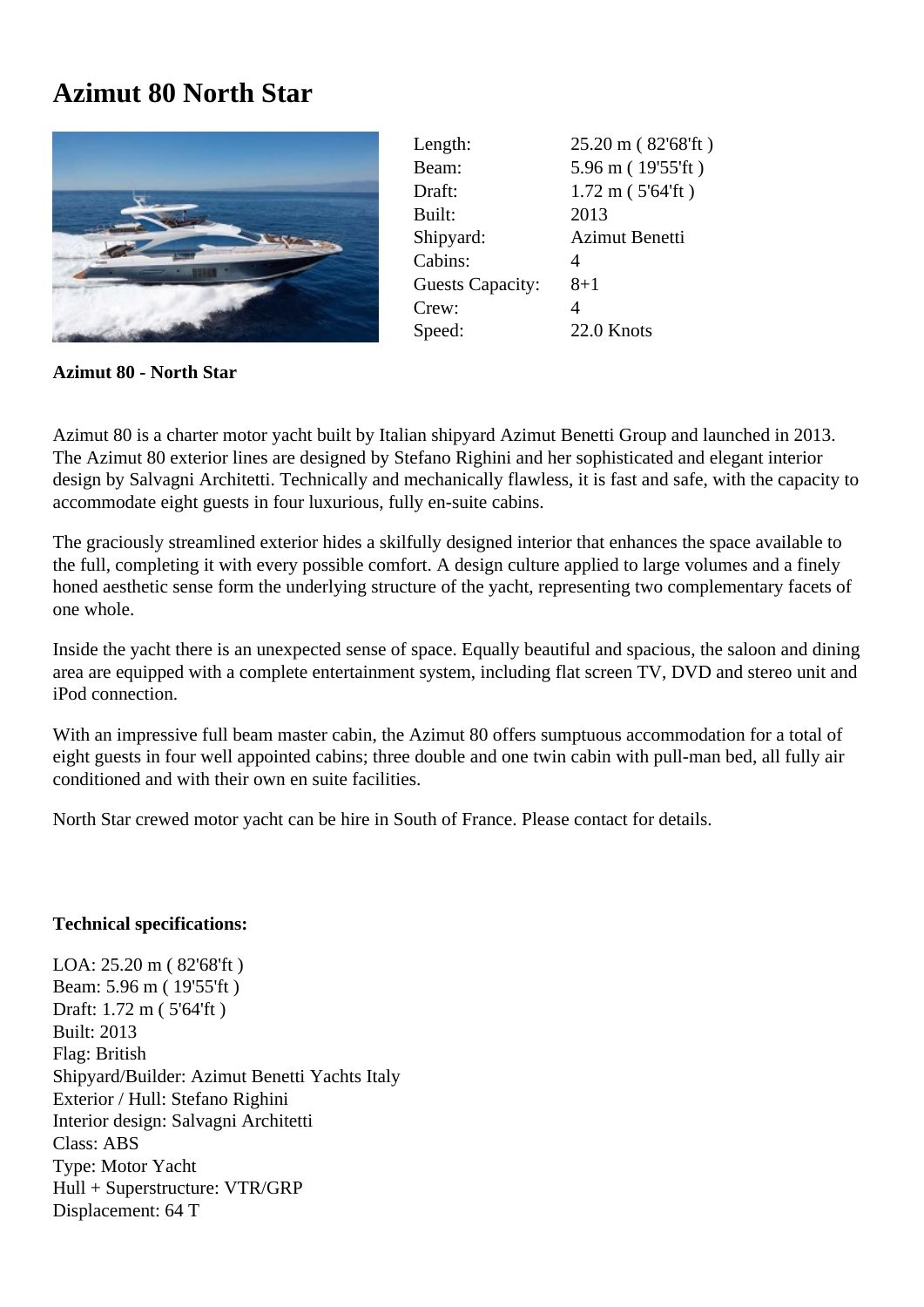# Azimut 80 North Star

| | |
|---|---|
| Length: | 25.20 m ( 82'68'ft ) |
| Beam: | 5.96 m ( 19'55'ft ) |
| Draft: | 1.72 m ( 5'64'ft ) |
| Built: | 2013 |
| Shipyard: | Azimut Benetti |
| Cabins: | 4 |
| Guests Capacity: | 8+1 |
| Crew: | 4 |
| Speed: | 22.0 Knots |

**Azimut 80 - North Star**

Azimut 80 is a charter motor yacht built by Italian shipyard Azimut Benetti Group and launched in 2013. The Azimut 80 exterior lines are designed by Stefano Righini and her sophisticated and elegant interior design by Salvagni Architetti. Technically and mechanically flawless, it is fast and safe, with the capacity to accommodate eight guests in four luxurious, fully en-suite cabins.

The graciously streamlined exterior hides a skilfully designed interior that enhances the space available to the full, completing it with every possible comfort. A design culture applied to large volumes and a finely honed aesthetic sense form the underlying structure of the yacht, representing two complementary facets of one whole.

Inside the yacht there is an unexpected sense of space. Equally beautiful and spacious, the saloon and dining area are equipped with a complete entertainment system, including flat screen TV, DVD and stereo unit and iPod connection.

With an impressive full beam master cabin, the Azimut 80 offers sumptuous accommodation for a total of eight guests in four well appointed cabins; three double and one twin cabin with pull-man bed, all fully air conditioned and with their own en suite facilities.

North Star crewed motor yacht can be hire in South of France. Please contact for details.

**Technical specifications:**

LOA: 25.20 m ( 82'68'ft )
Beam: 5.96 m ( 19'55'ft )
Draft: 1.72 m ( 5'64'ft )
Built: 2013
Flag: British
Shipyard/Builder: Azimut Benetti Yachts Italy
Exterior / Hull: Stefano Righini
Interior design: Salvagni Architetti
Class: ABS
Type: Motor Yacht
Hull + Superstructure: VTR/GRP
Displacement: 64 T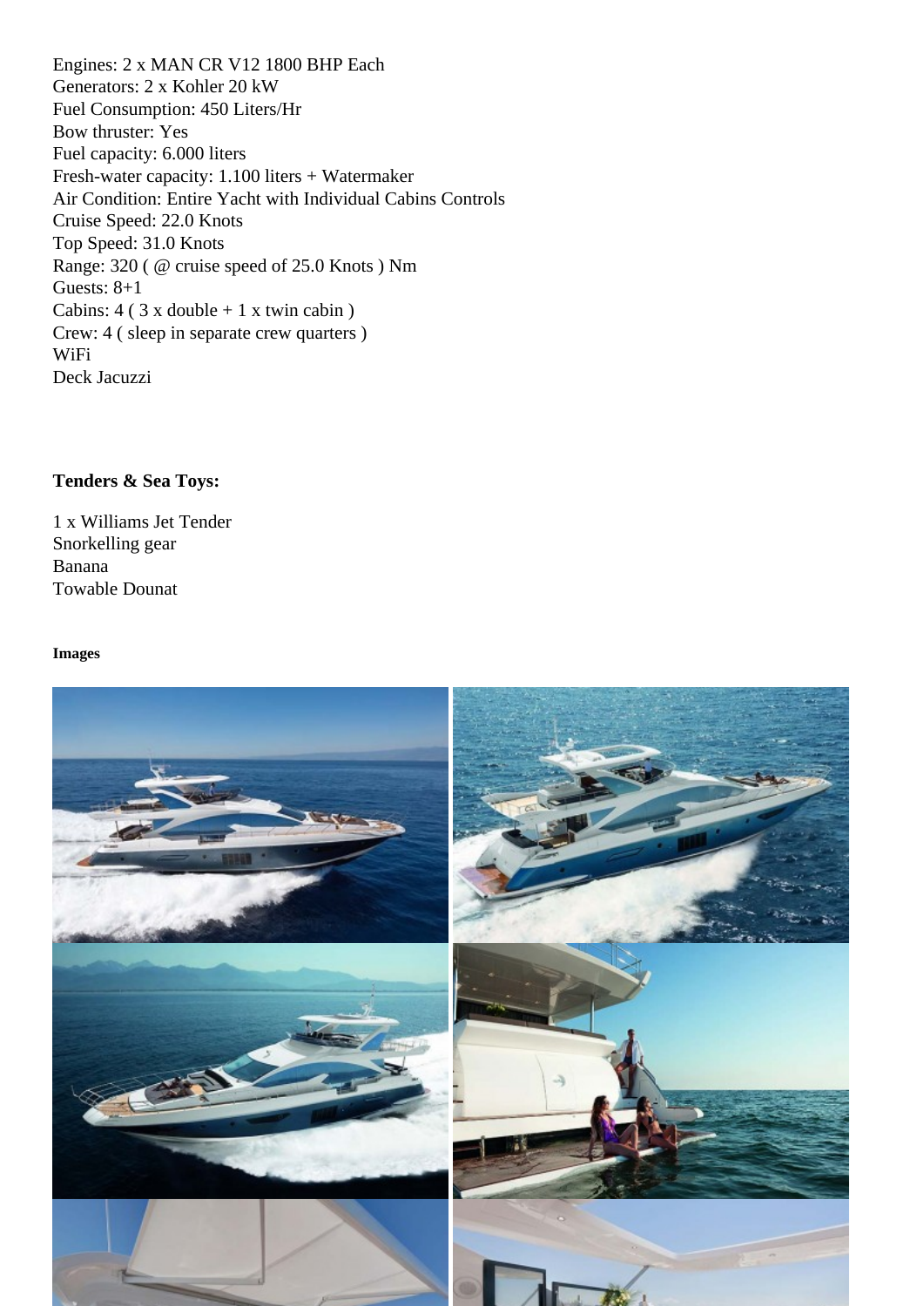Engines: 2 x MAN CR V12 1800 BHP Each
Generators: 2 x Kohler 20 kW
Fuel Consumption: 450 Liters/Hr
Bow thruster: Yes
Fuel capacity: 6.000 liters
Fresh-water capacity: 1.100 liters + Watermaker
Air Condition: Entire Yacht with Individual Cabins Controls
Cruise Speed: 22.0 Knots
Top Speed: 31.0 Knots
Range: 320 ( @ cruise speed of 25.0 Knots ) Nm
Guests: 8+1
Cabins: 4 ( 3 x double + 1 x twin cabin )
Crew: 4 ( sleep in separate crew quarters )
WiFi
Deck Jacuzzi

**Tenders & Sea Toys:**

1 x Williams Jet Tender
Snorkelling gear
Banana
Towable Dounat

**Images**